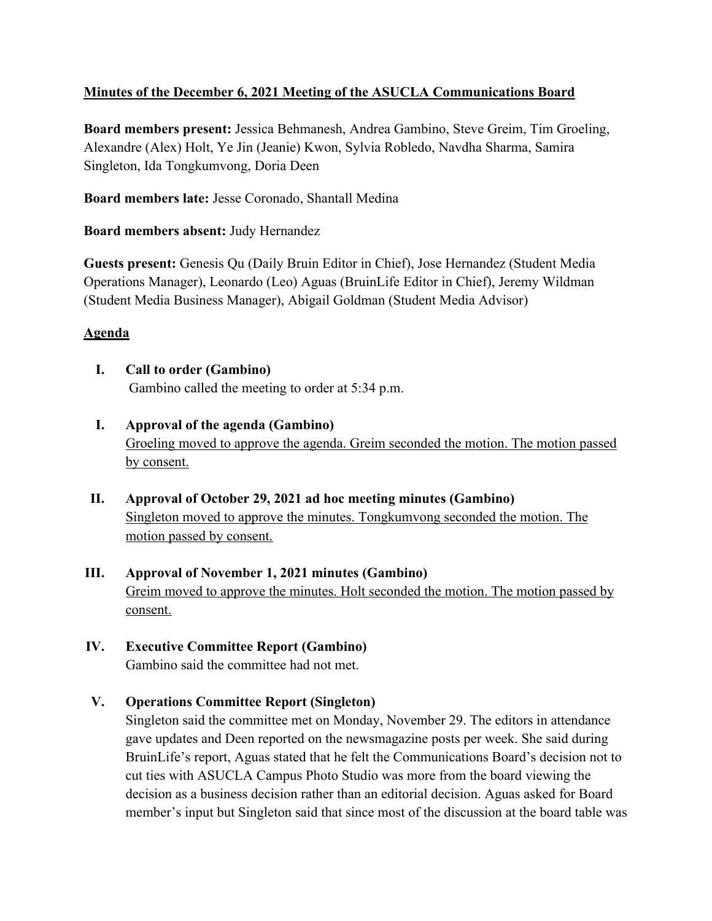**Minutes of the December 6, 2021 Meeting of the ASUCLA Communications Board**

**Board members present:** Jessica Behmanesh, Andrea Gambino, Steve Greim, Tim Groeling, Alexandre (Alex) Holt, Ye Jin (Jeanie) Kwon, Sylvia Robledo, Navdha Sharma, Samira Singleton, Ida Tongkumvong, Doria Deen

**Board members late:** Jesse Coronado, Shantall Medina

**Board members absent:** Judy Hernandez

**Guests present:** Genesis Qu (Daily Bruin Editor in Chief), Jose Hernandez (Student Media Operations Manager), Leonardo (Leo) Aguas (BruinLife Editor in Chief), Jeremy Wildman (Student Media Business Manager), Abigail Goldman (Student Media Advisor)

**Agenda**

**I. Call to order (Gambino)**
Gambino called the meeting to order at 5:34 p.m.

**I. Approval of the agenda (Gambino)**
Groeling moved to approve the agenda. Greim seconded the motion. The motion passed by consent.

**II. Approval of October 29, 2021 ad hoc meeting minutes (Gambino)**
Singleton moved to approve the minutes. Tongkumvong seconded the motion. The motion passed by consent.

**III. Approval of November 1, 2021 minutes (Gambino)**
Greim moved to approve the minutes. Holt seconded the motion. The motion passed by consent.

**IV. Executive Committee Report (Gambino)**
Gambino said the committee had not met.

**V. Operations Committee Report (Singleton)**
Singleton said the committee met on Monday, November 29. The editors in attendance gave updates and Deen reported on the newsmagazine posts per week. She said during BruinLife's report, Aguas stated that he felt the Communications Board's decision not to cut ties with ASUCLA Campus Photo Studio was more from the board viewing the decision as a business decision rather than an editorial decision. Aguas asked for Board member's input but Singleton said that since most of the discussion at the board table was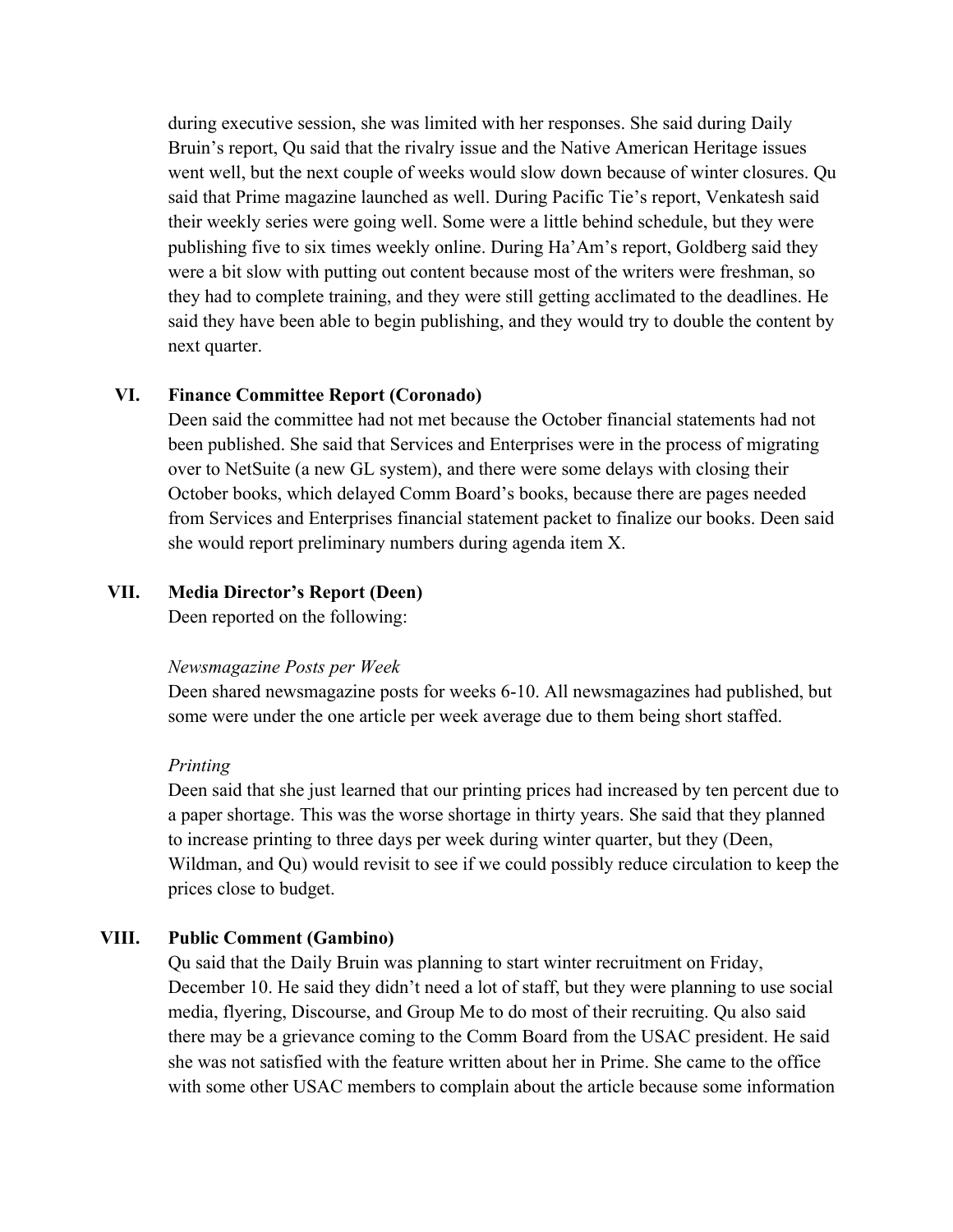during executive session, she was limited with her responses. She said during Daily Bruin's report, Qu said that the rivalry issue and the Native American Heritage issues went well, but the next couple of weeks would slow down because of winter closures. Qu said that Prime magazine launched as well. During Pacific Tie's report, Venkatesh said their weekly series were going well. Some were a little behind schedule, but they were publishing five to six times weekly online. During Ha'Am's report, Goldberg said they were a bit slow with putting out content because most of the writers were freshman, so they had to complete training, and they were still getting acclimated to the deadlines. He said they have been able to begin publishing, and they would try to double the content by next quarter.

## VI. Finance Committee Report (Coronado)

Deen said the committee had not met because the October financial statements had not been published. She said that Services and Enterprises were in the process of migrating over to NetSuite (a new GL system), and there were some delays with closing their October books, which delayed Comm Board's books, because there are pages needed from Services and Enterprises financial statement packet to finalize our books. Deen said she would report preliminary numbers during agenda item X.

## VII. Media Director's Report (Deen)

Deen reported on the following:

*Newsmagazine Posts per Week*

Deen shared newsmagazine posts for weeks 6-10. All newsmagazines had published, but some were under the one article per week average due to them being short staffed.

*Printing*

Deen said that she just learned that our printing prices had increased by ten percent due to a paper shortage. This was the worse shortage in thirty years. She said that they planned to increase printing to three days per week during winter quarter, but they (Deen, Wildman, and Qu) would revisit to see if we could possibly reduce circulation to keep the prices close to budget.

## VIII. Public Comment (Gambino)

Qu said that the Daily Bruin was planning to start winter recruitment on Friday, December 10. He said they didn't need a lot of staff, but they were planning to use social media, flyering, Discourse, and Group Me to do most of their recruiting. Qu also said there may be a grievance coming to the Comm Board from the USAC president. He said she was not satisfied with the feature written about her in Prime. She came to the office with some other USAC members to complain about the article because some information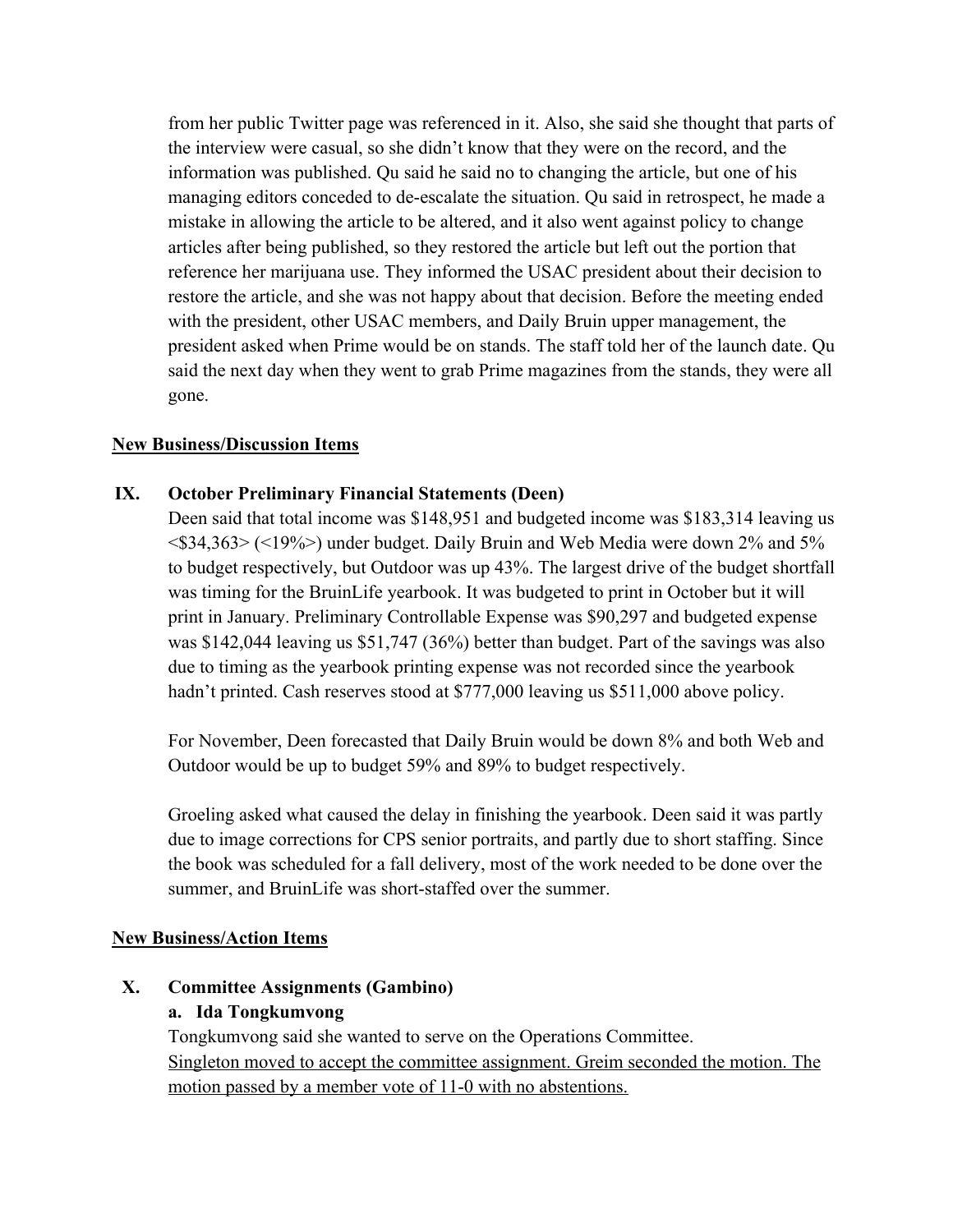from her public Twitter page was referenced in it. Also, she said she thought that parts of the interview were casual, so she didn't know that they were on the record, and the information was published. Qu said he said no to changing the article, but one of his managing editors conceded to de-escalate the situation. Qu said in retrospect, he made a mistake in allowing the article to be altered, and it also went against policy to change articles after being published, so they restored the article but left out the portion that reference her marijuana use. They informed the USAC president about their decision to restore the article, and she was not happy about that decision. Before the meeting ended with the president, other USAC members, and Daily Bruin upper management, the president asked when Prime would be on stands. The staff told her of the launch date. Qu said the next day when they went to grab Prime magazines from the stands, they were all gone.

## New Business/Discussion Items

### IX. October Preliminary Financial Statements (Deen)

Deen said that total income was $148,951 and budgeted income was $183,314 leaving us <$34,363> (<19%>) under budget. Daily Bruin and Web Media were down 2% and 5% to budget respectively, but Outdoor was up 43%. The largest drive of the budget shortfall was timing for the BruinLife yearbook. It was budgeted to print in October but it will print in January. Preliminary Controllable Expense was $90,297 and budgeted expense was $142,044 leaving us $51,747 (36%) better than budget. Part of the savings was also due to timing as the yearbook printing expense was not recorded since the yearbook hadn't printed. Cash reserves stood at $777,000 leaving us $511,000 above policy.

For November, Deen forecasted that Daily Bruin would be down 8% and both Web and Outdoor would be up to budget 59% and 89% to budget respectively.

Groeling asked what caused the delay in finishing the yearbook. Deen said it was partly due to image corrections for CPS senior portraits, and partly due to short staffing. Since the book was scheduled for a fall delivery, most of the work needed to be done over the summer, and BruinLife was short-staffed over the summer.

## New Business/Action Items

### X. Committee Assignments (Gambino)

**a. Ida Tongkumvong**

Tongkumvong said she wanted to serve on the Operations Committee.
<u>Singleton moved to accept the committee assignment. Greim seconded the motion. The motion passed by a member vote of 11-0 with no abstentions.</u>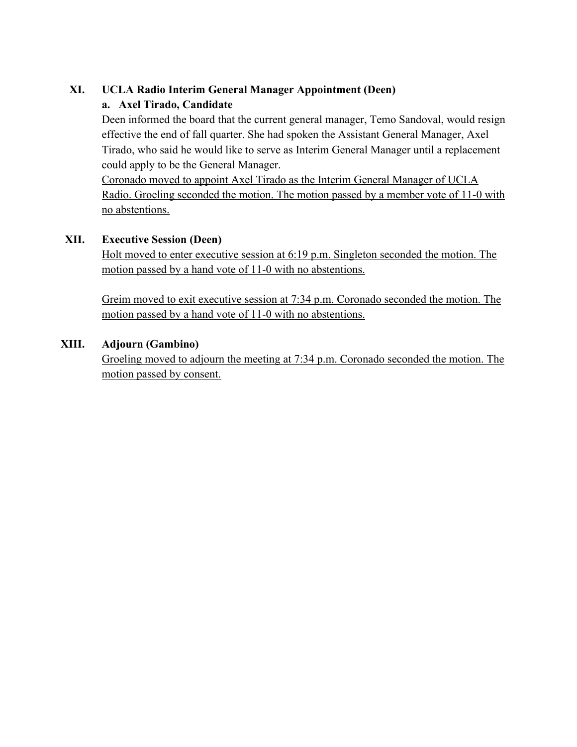**XI. UCLA Radio Interim General Manager Appointment (Deen)**

**a. Axel Tirado, Candidate**

Deen informed the board that the current general manager, Temo Sandoval, would resign effective the end of fall quarter. She had spoken the Assistant General Manager, Axel Tirado, who said he would like to serve as Interim General Manager until a replacement could apply to be the General Manager.

<u>Coronado moved to appoint Axel Tirado as the Interim General Manager of UCLA Radio. Groeling seconded the motion. The motion passed by a member vote of 11-0 with no abstentions.</u>

**XII. Executive Session (Deen)**

<u>Holt moved to enter executive session at 6:19 p.m. Singleton seconded the motion. The motion passed by a hand vote of 11-0 with no abstentions.</u>

<u>Greim moved to exit executive session at 7:34 p.m. Coronado seconded the motion. The motion passed by a hand vote of 11-0 with no abstentions.</u>

**XIII. Adjourn (Gambino)**

<u>Groeling moved to adjourn the meeting at 7:34 p.m. Coronado seconded the motion. The motion passed by consent.</u>